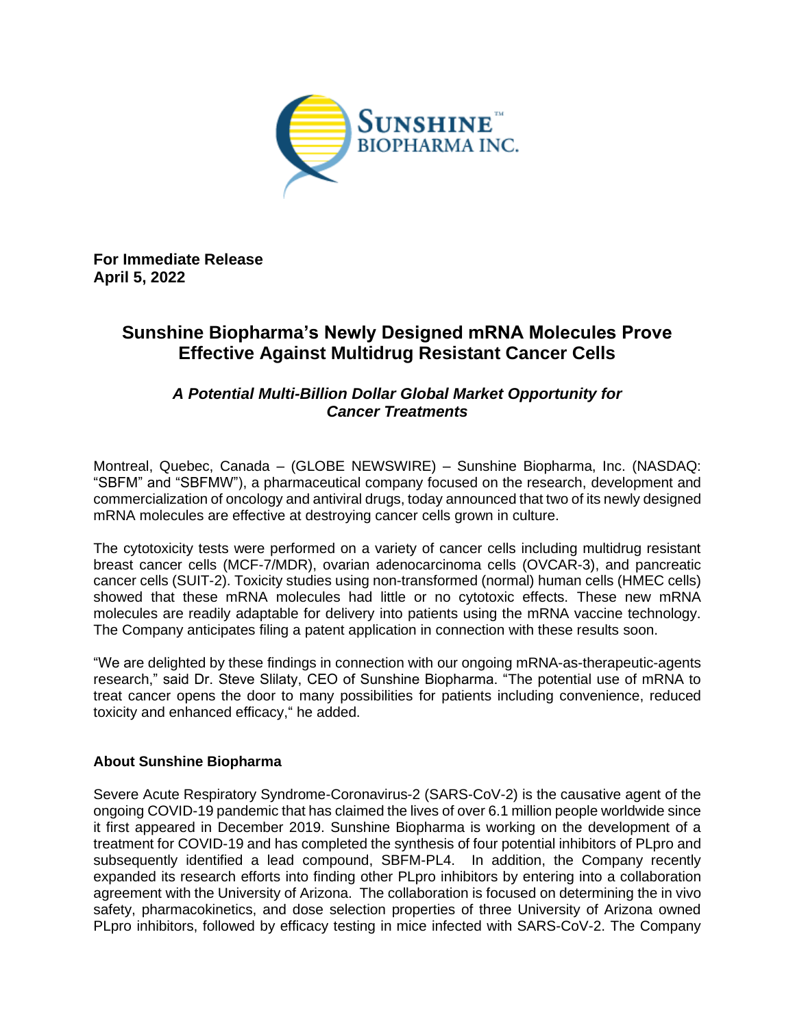**For Immediate Release**
**April 5, 2022**

# Sunshine Biopharma's Newly Designed mRNA Molecules Prove Effective Against Multidrug Resistant Cancer Cells

### *A Potential Multi-Billion Dollar Global Market Opportunity for Cancer Treatments*

Montreal, Quebec, Canada – (GLOBE NEWSWIRE) – Sunshine Biopharma, Inc. (NASDAQ: "SBFM" and "SBFMW"), a pharmaceutical company focused on the research, development and commercialization of oncology and antiviral drugs, today announced that two of its newly designed mRNA molecules are effective at destroying cancer cells grown in culture.

The cytotoxicity tests were performed on a variety of cancer cells including multidrug resistant breast cancer cells (MCF-7/MDR), ovarian adenocarcinoma cells (OVCAR-3), and pancreatic cancer cells (SUIT-2). Toxicity studies using non-transformed (normal) human cells (HMEC cells) showed that these mRNA molecules had little or no cytotoxic effects. These new mRNA molecules are readily adaptable for delivery into patients using the mRNA vaccine technology. The Company anticipates filing a patent application in connection with these results soon.

"We are delighted by these findings in connection with our ongoing mRNA-as-therapeutic-agents research," said Dr. Steve Slilaty, CEO of Sunshine Biopharma. "The potential use of mRNA to treat cancer opens the door to many possibilities for patients including convenience, reduced toxicity and enhanced efficacy," he added.

## About Sunshine Biopharma

Severe Acute Respiratory Syndrome-Coronavirus-2 (SARS-CoV-2) is the causative agent of the ongoing COVID-19 pandemic that has claimed the lives of over 6.1 million people worldwide since it first appeared in December 2019. Sunshine Biopharma is working on the development of a treatment for COVID-19 and has completed the synthesis of four potential inhibitors of PLpro and subsequently identified a lead compound, SBFM-PL4. In addition, the Company recently expanded its research efforts into finding other PLpro inhibitors by entering into a collaboration agreement with the University of Arizona. The collaboration is focused on determining the in vivo safety, pharmacokinetics, and dose selection properties of three University of Arizona owned PLpro inhibitors, followed by efficacy testing in mice infected with SARS-CoV-2. The Company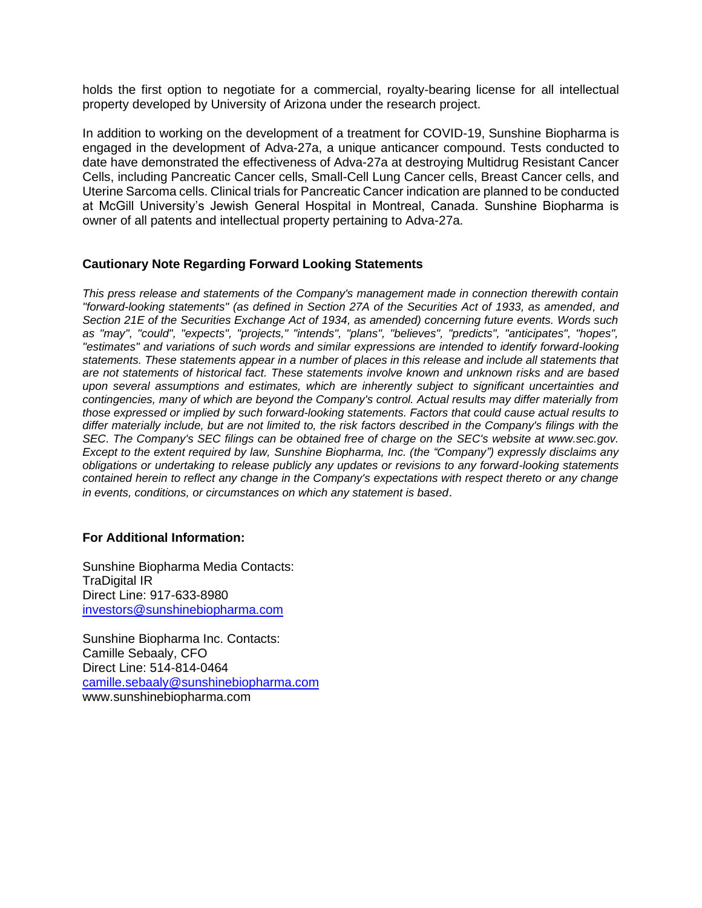holds the first option to negotiate for a commercial, royalty-bearing license for all intellectual property developed by University of Arizona under the research project.

In addition to working on the development of a treatment for COVID-19, Sunshine Biopharma is engaged in the development of Adva-27a, a unique anticancer compound. Tests conducted to date have demonstrated the effectiveness of Adva-27a at destroying Multidrug Resistant Cancer Cells, including Pancreatic Cancer cells, Small-Cell Lung Cancer cells, Breast Cancer cells, and Uterine Sarcoma cells. Clinical trials for Pancreatic Cancer indication are planned to be conducted at McGill University's Jewish General Hospital in Montreal, Canada. Sunshine Biopharma is owner of all patents and intellectual property pertaining to Adva-27a.

**Cautionary Note Regarding Forward Looking Statements**

*This press release and statements of the Company's management made in connection therewith contain "forward-looking statements" (as defined in Section 27A of the Securities Act of 1933, as amended, and Section 21E of the Securities Exchange Act of 1934, as amended) concerning future events. Words such as "may", "could", "expects", "projects," "intends", "plans", "believes", "predicts", "anticipates", "hopes", "estimates" and variations of such words and similar expressions are intended to identify forward-looking statements. These statements appear in a number of places in this release and include all statements that are not statements of historical fact. These statements involve known and unknown risks and are based upon several assumptions and estimates, which are inherently subject to significant uncertainties and contingencies, many of which are beyond the Company's control. Actual results may differ materially from those expressed or implied by such forward-looking statements. Factors that could cause actual results to differ materially include, but are not limited to, the risk factors described in the Company's filings with the SEC. The Company's SEC filings can be obtained free of charge on the SEC's website at www.sec.gov. Except to the extent required by law, Sunshine Biopharma, Inc. (the "Company") expressly disclaims any obligations or undertaking to release publicly any updates or revisions to any forward-looking statements contained herein to reflect any change in the Company's expectations with respect thereto or any change in events, conditions, or circumstances on which any statement is based*.

**For Additional Information:**

Sunshine Biopharma Media Contacts:
TraDigital IR
Direct Line: 917-633-8980
investors@sunshinebiopharma.com

Sunshine Biopharma Inc. Contacts:
Camille Sebaaly, CFO
Direct Line: 514-814-0464
camille.sebaaly@sunshinebiopharma.com
www.sunshinebiopharma.com